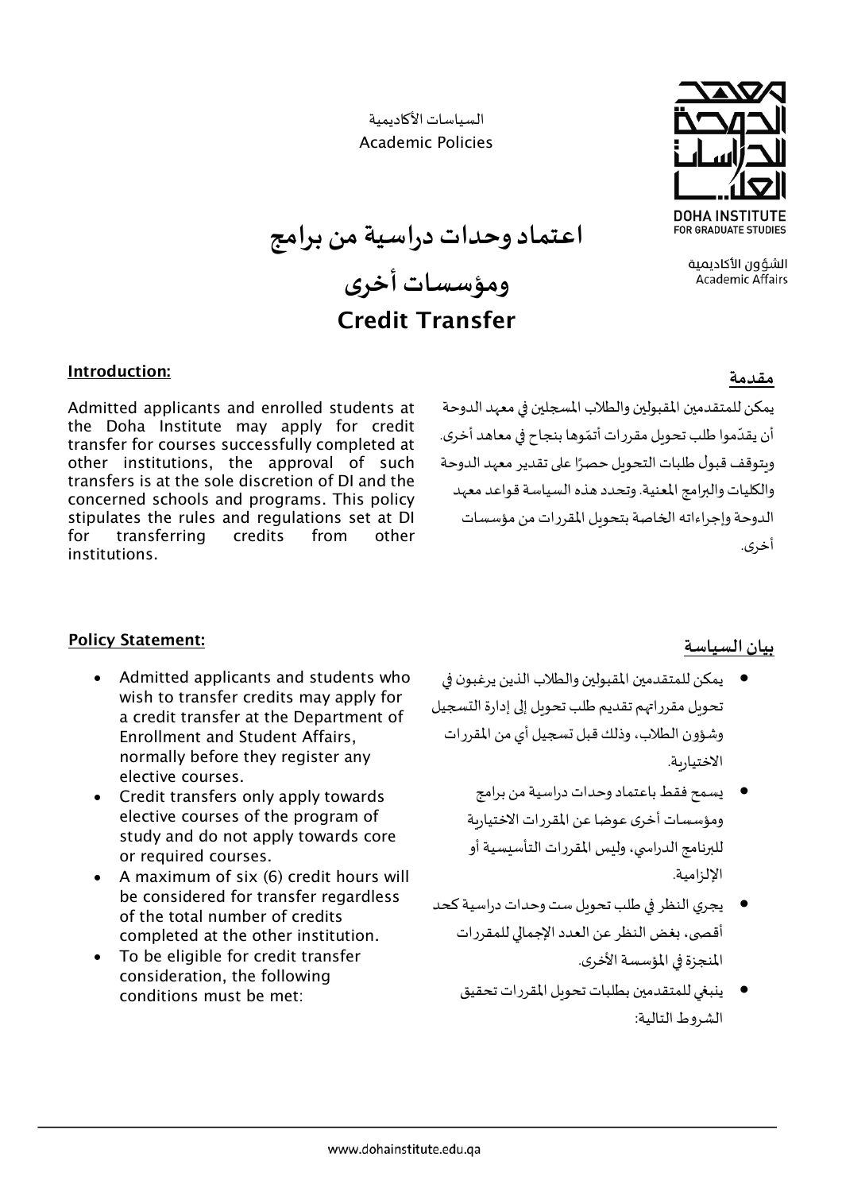السياسات الأكاديمية
Academic Policies

DOHA INSTITUTE FOR GRADUATE STUDIES

الشؤون الأكاديمية
Academic Affairs

# اعتماد وحدات دراسية من برامج ومؤسسات أخرى
# Credit Transfer

## Introduction:

Admitted applicants and enrolled students at the Doha Institute may apply for credit transfer for courses successfully completed at other institutions, the approval of such transfers is at the sole discretion of DI and the concerned schools and programs. This policy stipulates the rules and regulations set at DI for transferring credits from other institutions.

## مقدمة

يمكن للمتقدمين المقبولين والطلاب المسجلين في معهد الدوحة أن يقدّموا طلب تحويل مقررات أتمّوها بنجاح في معاهد أخرى. ويتوقف قبول طلبات التحويل حصرًا على تقدير معهد الدوحة والكليات والبرامج المعنية. وتحدد هذه السياسة قواعد معهد الدوحة وإجراءاته الخاصة بتحويل المقررات من مؤسسات أخرى.

## Policy Statement:

- Admitted applicants and students who wish to transfer credits may apply for a credit transfer at the Department of Enrollment and Student Affairs, normally before they register any elective courses.
- Credit transfers only apply towards elective courses of the program of study and do not apply towards core or required courses.
- A maximum of six (6) credit hours will be considered for transfer regardless of the total number of credits completed at the other institution.
- To be eligible for credit transfer consideration, the following conditions must be met:

## بيان السياسة

- يمكن للمتقدمين المقبولين والطلاب الذين يرغبون في تحويل مقرراتهم تقديم طلب تحويل إلى إدارة التسجيل وشؤون الطلاب، وذلك قبل تسجيل أي من المقررات الاختيارية.
- يسمح فقط باعتماد وحدات دراسية من برامج ومؤسسات أخرى عوضا عن المقررات الاختيارية للبرنامج الدراسي، وليس المقررات التأسيسية أو الإلزامية.
- يجري النظر في طلب تحويل ست وحدات دراسية كحد أقصى، بغض النظر عن العدد الإجمالي للمقررات المنجزة في المؤسسة الأخرى.
- ينبغي للمتقدمين بطلبات تحويل المقررات تحقيق الشروط التالية: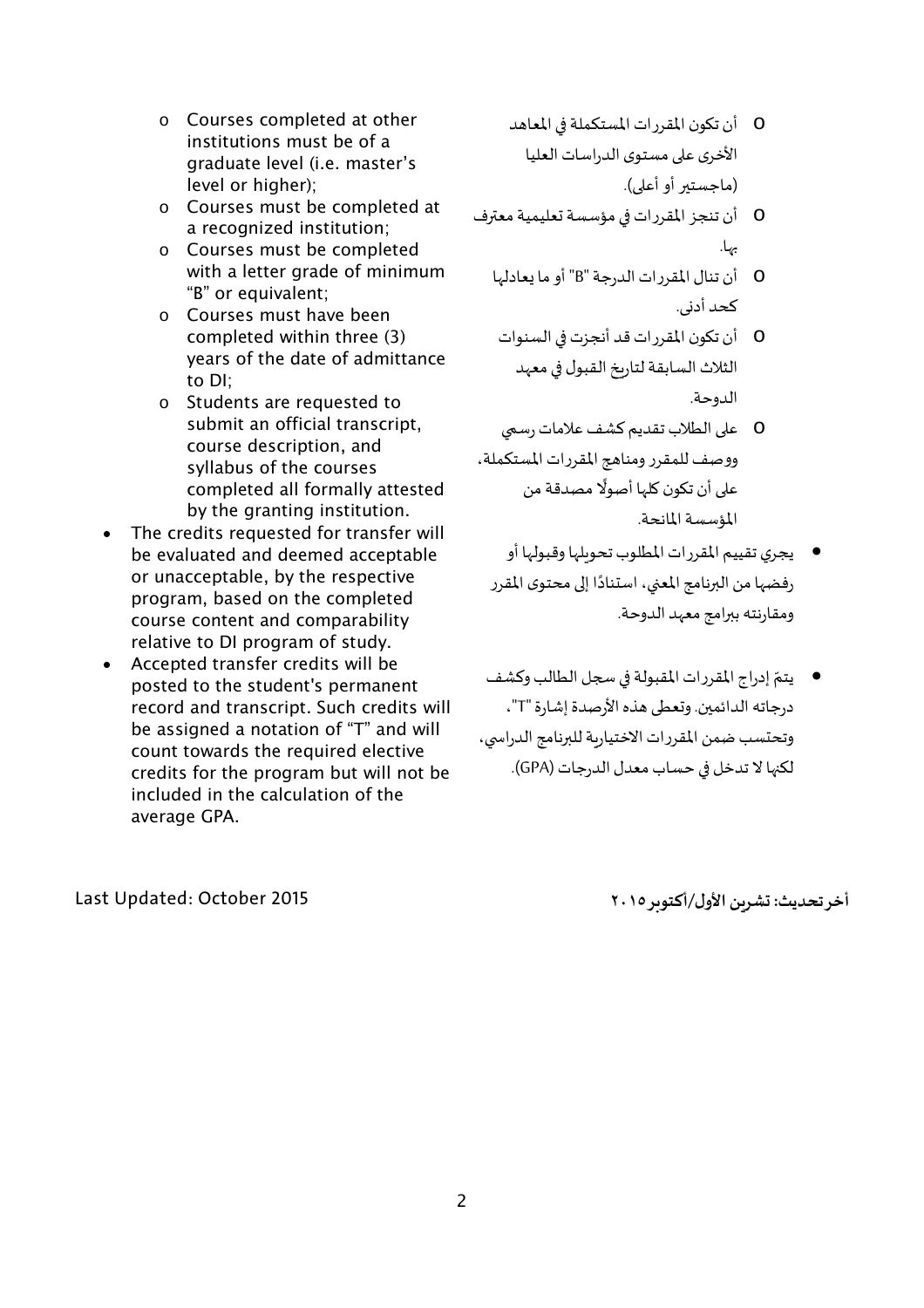- Courses completed at other institutions must be of a graduate level (i.e. master's level or higher);
  - Courses must be completed at a recognized institution;
  - Courses must be completed with a letter grade of minimum "B" or equivalent;
  - Courses must have been completed within three (3) years of the date of admittance to DI;
  - Students are requested to submit an official transcript, course description, and syllabus of the courses completed all formally attested by the granting institution.
- The credits requested for transfer will be evaluated and deemed acceptable or unacceptable, by the respective program, based on the completed course content and comparability relative to DI program of study.
- Accepted transfer credits will be posted to the student's permanent record and transcript. Such credits will be assigned a notation of "T" and will count towards the required elective credits for the program but will not be included in the calculation of the average GPA.

- أن تكون المقررات المستكملة في المعاهد الأخرى على مستوى الدراسات العليا (ماجستير أو أعلى).
  - أن تنجز المقررات في مؤسسة تعليمية معترف بها.
  - أن تنال المقررات الدرجة "B" أو ما يعادلها كحد أدنى.
  - أن تكون المقررات قد أنجزت في السنوات الثلاث السابقة لتاريخ القبول في معهد الدوحة.
  - على الطلاب تقديم كشف علامات رسمي ووصف للمقرر ومناهج المقررات المستكملة، على أن تكون كلها أصولًا مصدقة من المؤسسة المانحة.
- يجري تقييم المقررات المطلوب تحويلها وقبولها أو رفضها من البرنامج المعني، استنادًا إلى محتوى المقرر ومقارنته ببرامج معهد الدوحة.
- يتمّ إدراج المقررات المقبولة في سجل الطالب وكشف درجاته الدائمين. وتعطى هذه الأرصدة إشارة "T"، وتحتسب ضمن المقررات الاختيارية للبرنامج الدراسي، لكنها لا تدخل في حساب معدل الدرجات (GPA).

Last Updated: October 2015

**أخر تحديث: تشرين الأول/أكتوبر ٢٠١٥**